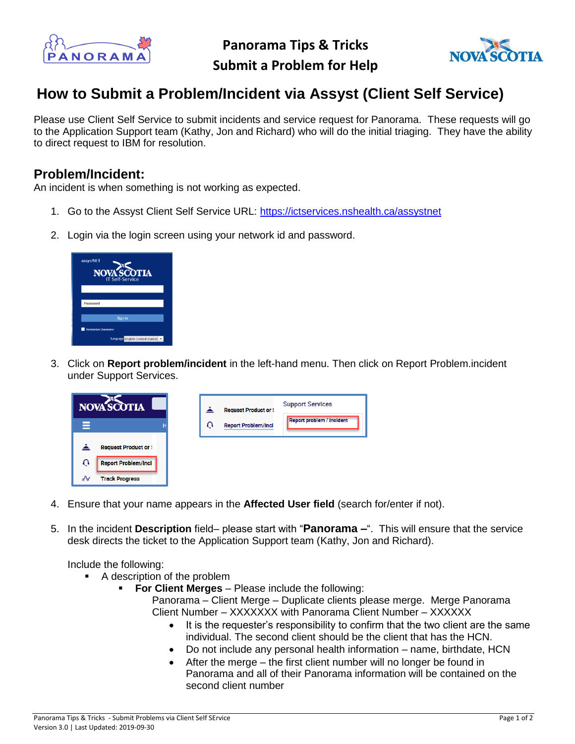# Panorama Tips & Tricks
# Submit a Problem for Help

## How to Submit a Problem/Incident via Assyst (Client Self Service)

Please use Client Self Service to submit incidents and service request for Panorama. These requests will go to the Application Support team (Kathy, Jon and Richard) who will do the initial triaging. They have the ability to direct request to IBM for resolution.

### Problem/Incident:

An incident is when something is not working as expected.

1. Go to the Assyst Client Self Service URL: https://ictservices.nshealth.ca/assystnet
2. Login via the login screen using your network id and password.
3. Click on **Report problem/incident** in the left-hand menu. Then click on Report Problem.incident under Support Services.
4. Ensure that your name appears in the **Affected User field** (search for/enter if not).
5. In the incident **Description** field– please start with "**Panorama –**". This will ensure that the service desk directs the ticket to the Application Support team (Kathy, Jon and Richard).

   Include the following:
   - A description of the problem
     - **For Client Merges** – Please include the following:

       Panorama – Client Merge – Duplicate clients please merge. Merge Panorama Client Number – XXXXXXX with Panorama Client Number – XXXXXX
       - It is the requester's responsibility to confirm that the two client are the same individual. The second client should be the client that has the HCN.
       - Do not include any personal health information – name, birthdate, HCN
       - After the merge – the first client number will no longer be found in Panorama and all of their Panorama information will be contained on the second client number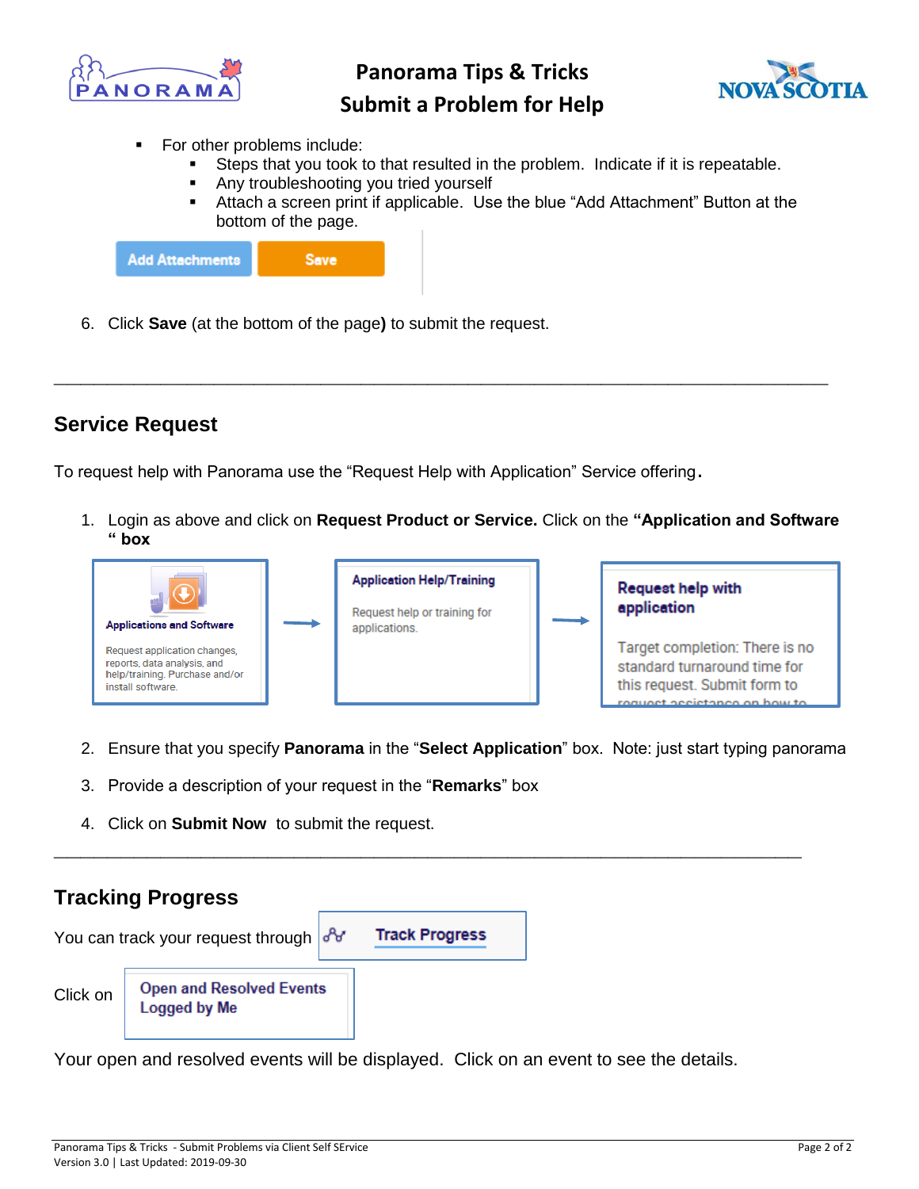- For other problems include:
  - Steps that you took to that resulted in the problem. Indicate if it is repeatable.
  - Any troubleshooting you tried yourself
  - Attach a screen print if applicable. Use the blue "Add Attachment" Button at the bottom of the page.

Add Attachments Save

6. Click **Save** (at the bottom of the page**)** to submit the request.

---

## Service Request

To request help with Panorama use the "Request Help with Application" Service offering**.**

1. Login as above and click on **Request Product or Service.** Click on the **"Application and Software " box**

Applications and Software

Request application changes, reports, data analysis, and help/training. Purchase and/or install software.

Application Help/Training

Request help or training for applications.

Request help with application

Target completion: There is no standard turnaround time for this request. Submit form to request assistance on how to

2. Ensure that you specify **Panorama** in the "**Select Application**" box. Note: just start typing panorama
3. Provide a description of your request in the "**Remarks**" box
4. Click on **Submit Now** to submit the request.

---

## Tracking Progress

You can track your request through Track Progress

Click on Open and Resolved Events Logged by Me

Your open and resolved events will be displayed. Click on an event to see the details.